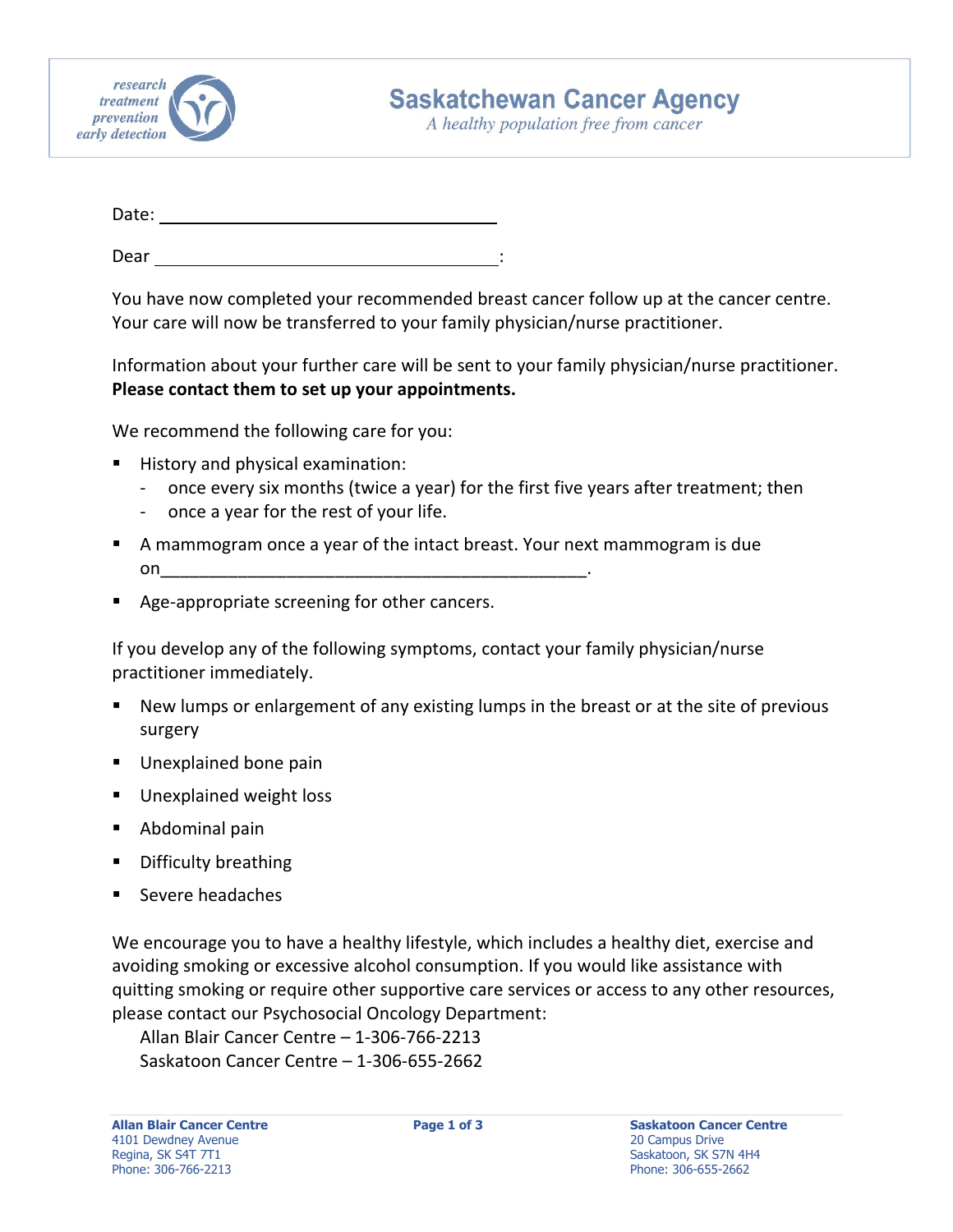research
treatment
prevention
early detection

# Saskatchewan Cancer Agency

*A healthy population free from cancer*

Date: ______________________________

Dear ______________________________:

You have now completed your recommended breast cancer follow up at the cancer centre. Your care will now be transferred to your family physician/nurse practitioner.

Information about your further care will be sent to your family physician/nurse practitioner. **Please contact them to set up your appointments.**

We recommend the following care for you:

- History and physical examination:
  - once every six months (twice a year) for the first five years after treatment; then
  - once a year for the rest of your life.
- A mammogram once a year of the intact breast. Your next mammogram is due on______________________________________________.
- Age-appropriate screening for other cancers.

If you develop any of the following symptoms, contact your family physician/nurse practitioner immediately.

- New lumps or enlargement of any existing lumps in the breast or at the site of previous surgery
- Unexplained bone pain
- Unexplained weight loss
- Abdominal pain
- Difficulty breathing
- Severe headaches

We encourage you to have a healthy lifestyle, which includes a healthy diet, exercise and avoiding smoking or excessive alcohol consumption. If you would like assistance with quitting smoking or require other supportive care services or access to any other resources, please contact our Psychosocial Oncology Department:

Allan Blair Cancer Centre – 1-306-766-2213
Saskatoon Cancer Centre – 1-306-655-2662

**Allan Blair Cancer Centre**
4101 Dewdney Avenue
Regina, SK S4T 7T1
Phone: 306-766-2213

**Saskatoon Cancer Centre**
20 Campus Drive
Saskatoon, SK S7N 4H4
Phone: 306-655-2662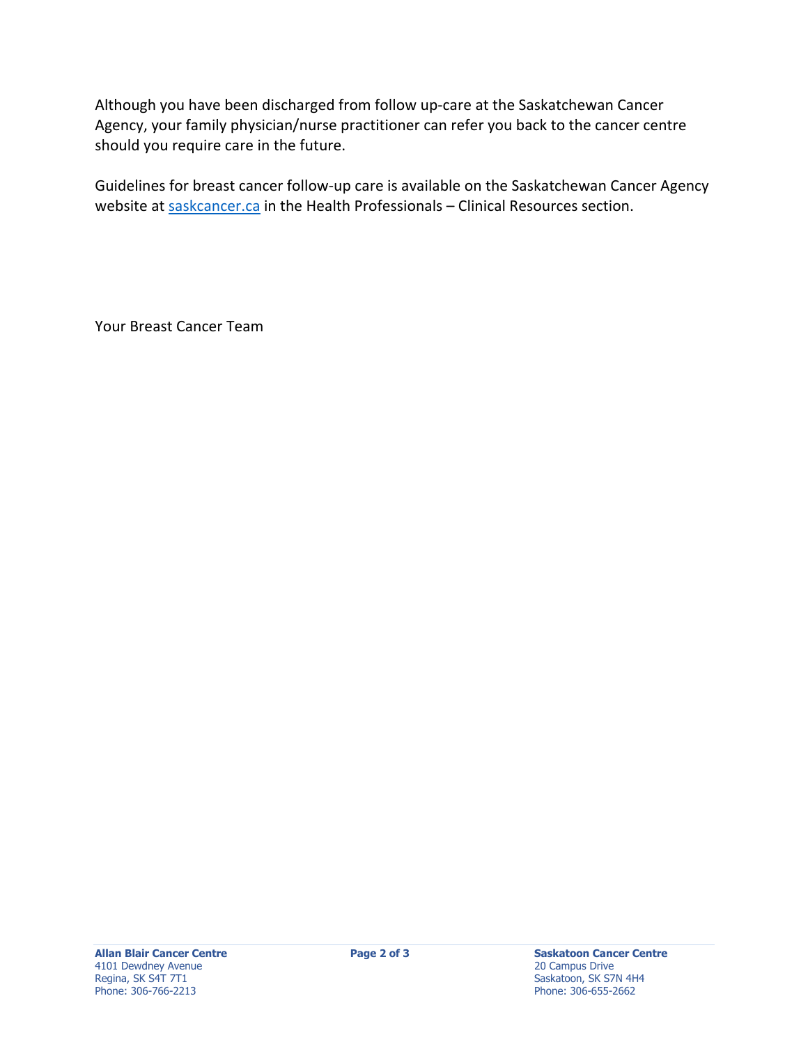Although you have been discharged from follow up-care at the Saskatchewan Cancer Agency, your family physician/nurse practitioner can refer you back to the cancer centre should you require care in the future.

Guidelines for breast cancer follow-up care is available on the Saskatchewan Cancer Agency website at [saskcancer.ca](saskcancer.ca) in the Health Professionals – Clinical Resources section.

Your Breast Cancer Team